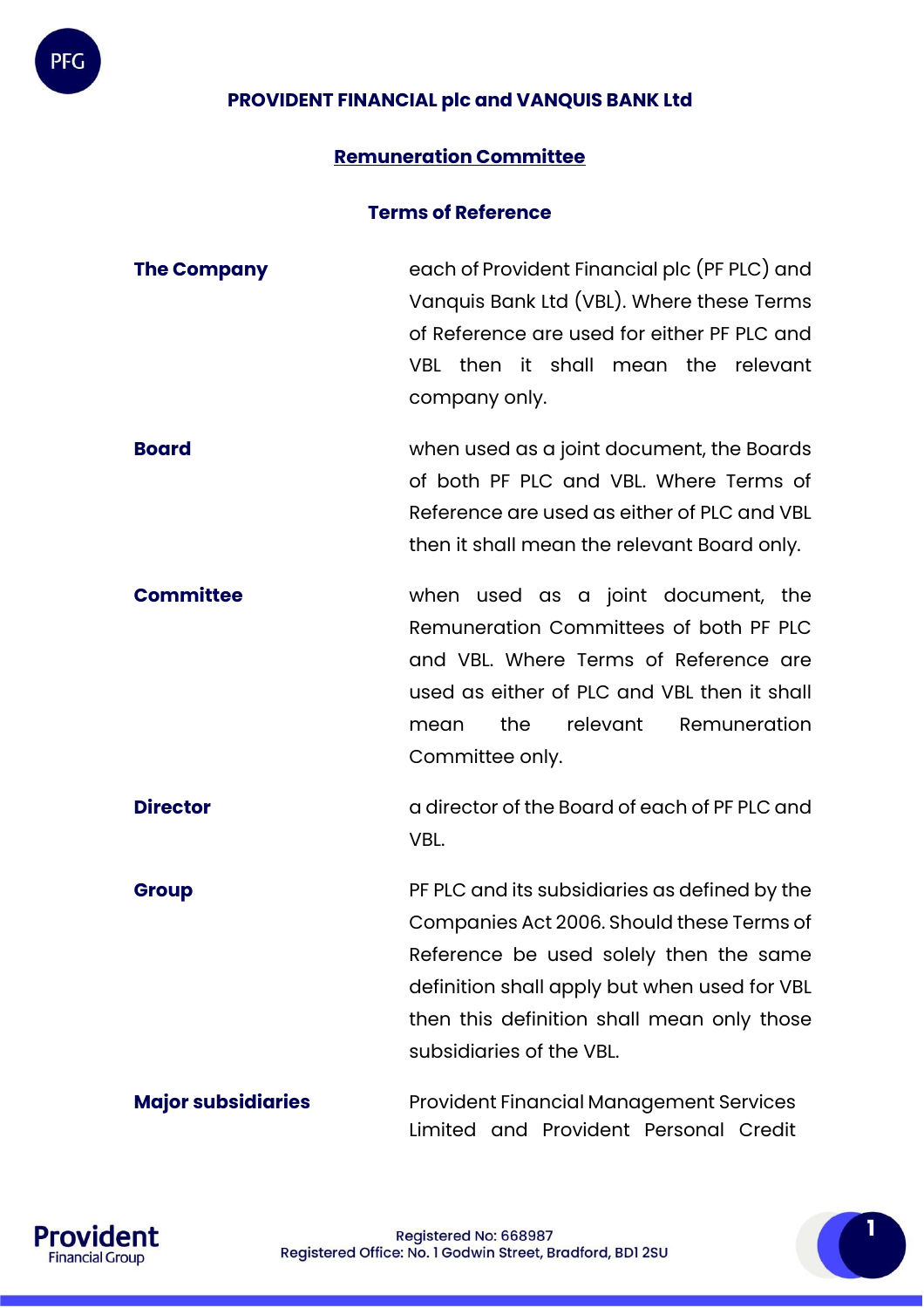# PROVIDENT FINANCIAL plc and VANQUIS BANK Ltd

## Remuneration Committee

### Terms of Reference

| | |
|---|---|
| **The Company** | each of Provident Financial plc (PF PLC) and Vanquis Bank Ltd (VBL). Where these Terms of Reference are used for either PF PLC and VBL then it shall mean the relevant company only. |
| **Board** | when used as a joint document, the Boards of both PF PLC and VBL. Where Terms of Reference are used as either of PLC and VBL then it shall mean the relevant Board only. |
| **Committee** | when used as a joint document, the Remuneration Committees of both PF PLC and VBL. Where Terms of Reference are used as either of PLC and VBL then it shall mean the relevant Remuneration Committee only. |
| **Director** | a director of the Board of each of PF PLC and VBL. |
| **Group** | PF PLC and its subsidiaries as defined by the Companies Act 2006. Should these Terms of Reference be used solely then the same definition shall apply but when used for VBL then this definition shall mean only those subsidiaries of the VBL. |
| **Major subsidiaries** | Provident Financial Management Services Limited and Provident Personal Credit |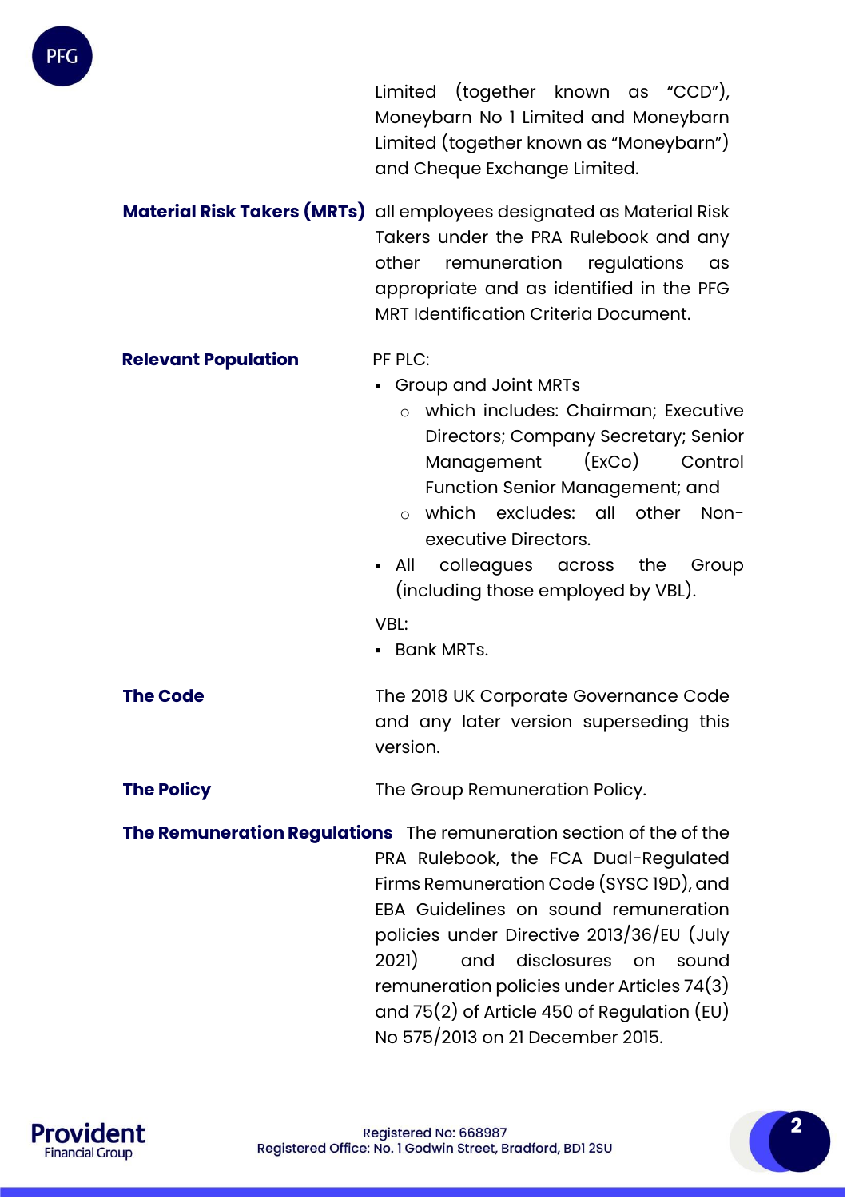Limited (together known as "CCD"), Moneybarn No 1 Limited and Moneybarn Limited (together known as "Moneybarn") and Cheque Exchange Limited.

**Material Risk Takers (MRTs)** all employees designated as Material Risk Takers under the PRA Rulebook and any other remuneration regulations as appropriate and as identified in the PFG MRT Identification Criteria Document.

**Relevant Population**

PF PLC:

- Group and Joint MRTs
  - which includes: Chairman; Executive Directors; Company Secretary; Senior Management (ExCo) Control Function Senior Management; and
  - which excludes: all other Non-executive Directors.
- All colleagues across the Group (including those employed by VBL).

VBL:

- Bank MRTs.

**The Code** The 2018 UK Corporate Governance Code and any later version superseding this version.

**The Policy** The Group Remuneration Policy.

**The Remuneration Regulations** The remuneration section of the of the PRA Rulebook, the FCA Dual-Regulated Firms Remuneration Code (SYSC 19D), and EBA Guidelines on sound remuneration policies under Directive 2013/36/EU (July 2021) and disclosures on sound remuneration policies under Articles 74(3) and 75(2) of Article 450 of Regulation (EU) No 575/2013 on 21 December 2015.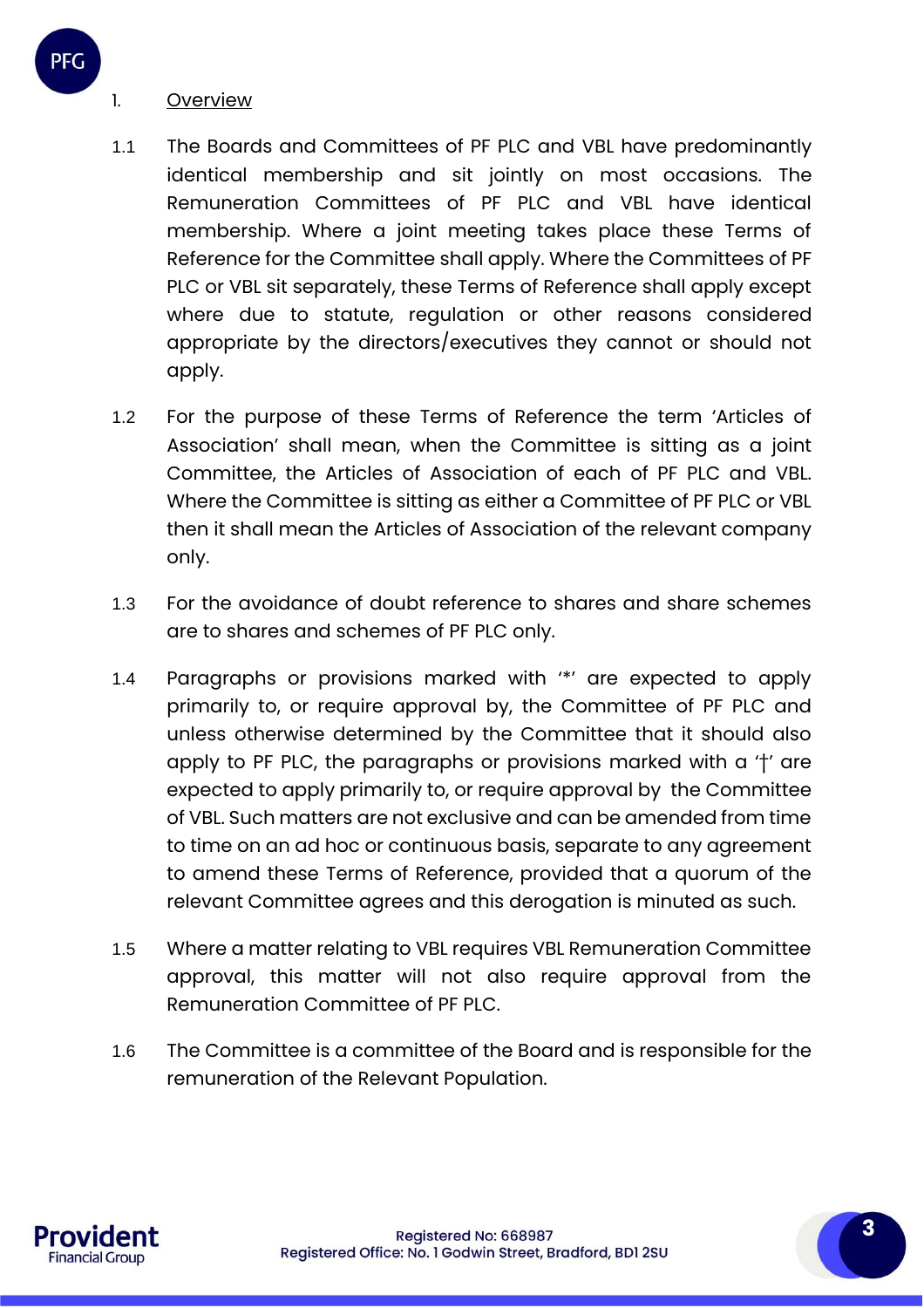1. <u>Overview</u>

1.1 The Boards and Committees of PF PLC and VBL have predominantly identical membership and sit jointly on most occasions. The Remuneration Committees of PF PLC and VBL have identical membership. Where a joint meeting takes place these Terms of Reference for the Committee shall apply. Where the Committees of PF PLC or VBL sit separately, these Terms of Reference shall apply except where due to statute, regulation or other reasons considered appropriate by the directors/executives they cannot or should not apply.

1.2 For the purpose of these Terms of Reference the term 'Articles of Association' shall mean, when the Committee is sitting as a joint Committee, the Articles of Association of each of PF PLC and VBL. Where the Committee is sitting as either a Committee of PF PLC or VBL then it shall mean the Articles of Association of the relevant company only.

1.3 For the avoidance of doubt reference to shares and share schemes are to shares and schemes of PF PLC only.

1.4 Paragraphs or provisions marked with '*' are expected to apply primarily to, or require approval by, the Committee of PF PLC and unless otherwise determined by the Committee that it should also apply to PF PLC, the paragraphs or provisions marked with a '†' are expected to apply primarily to, or require approval by the Committee of VBL. Such matters are not exclusive and can be amended from time to time on an ad hoc or continuous basis, separate to any agreement to amend these Terms of Reference, provided that a quorum of the relevant Committee agrees and this derogation is minuted as such.

1.5 Where a matter relating to VBL requires VBL Remuneration Committee approval, this matter will not also require approval from the Remuneration Committee of PF PLC.

1.6 The Committee is a committee of the Board and is responsible for the remuneration of the Relevant Population.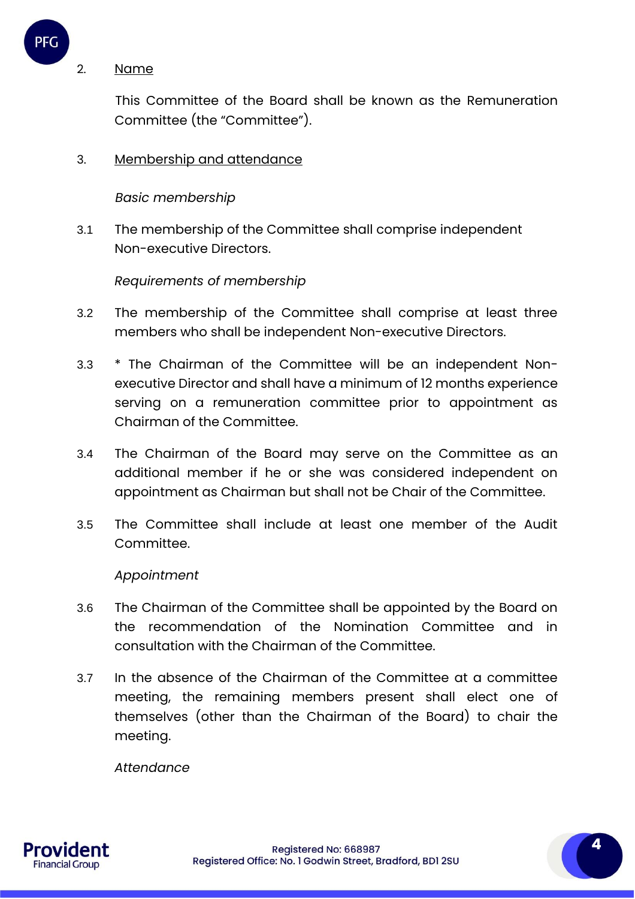2. Name

This Committee of the Board shall be known as the Remuneration Committee (the “Committee”).

3. Membership and attendance

*Basic membership*

3.1 The membership of the Committee shall comprise independent Non-executive Directors.

*Requirements of membership*

3.2 The membership of the Committee shall comprise at least three members who shall be independent Non-executive Directors.

3.3 * The Chairman of the Committee will be an independent Non-executive Director and shall have a minimum of 12 months experience serving on a remuneration committee prior to appointment as Chairman of the Committee.

3.4 The Chairman of the Board may serve on the Committee as an additional member if he or she was considered independent on appointment as Chairman but shall not be Chair of the Committee.

3.5 The Committee shall include at least one member of the Audit Committee.

*Appointment*

3.6 The Chairman of the Committee shall be appointed by the Board on the recommendation of the Nomination Committee and in consultation with the Chairman of the Committee.

3.7 In the absence of the Chairman of the Committee at a committee meeting, the remaining members present shall elect one of themselves (other than the Chairman of the Board) to chair the meeting.

*Attendance*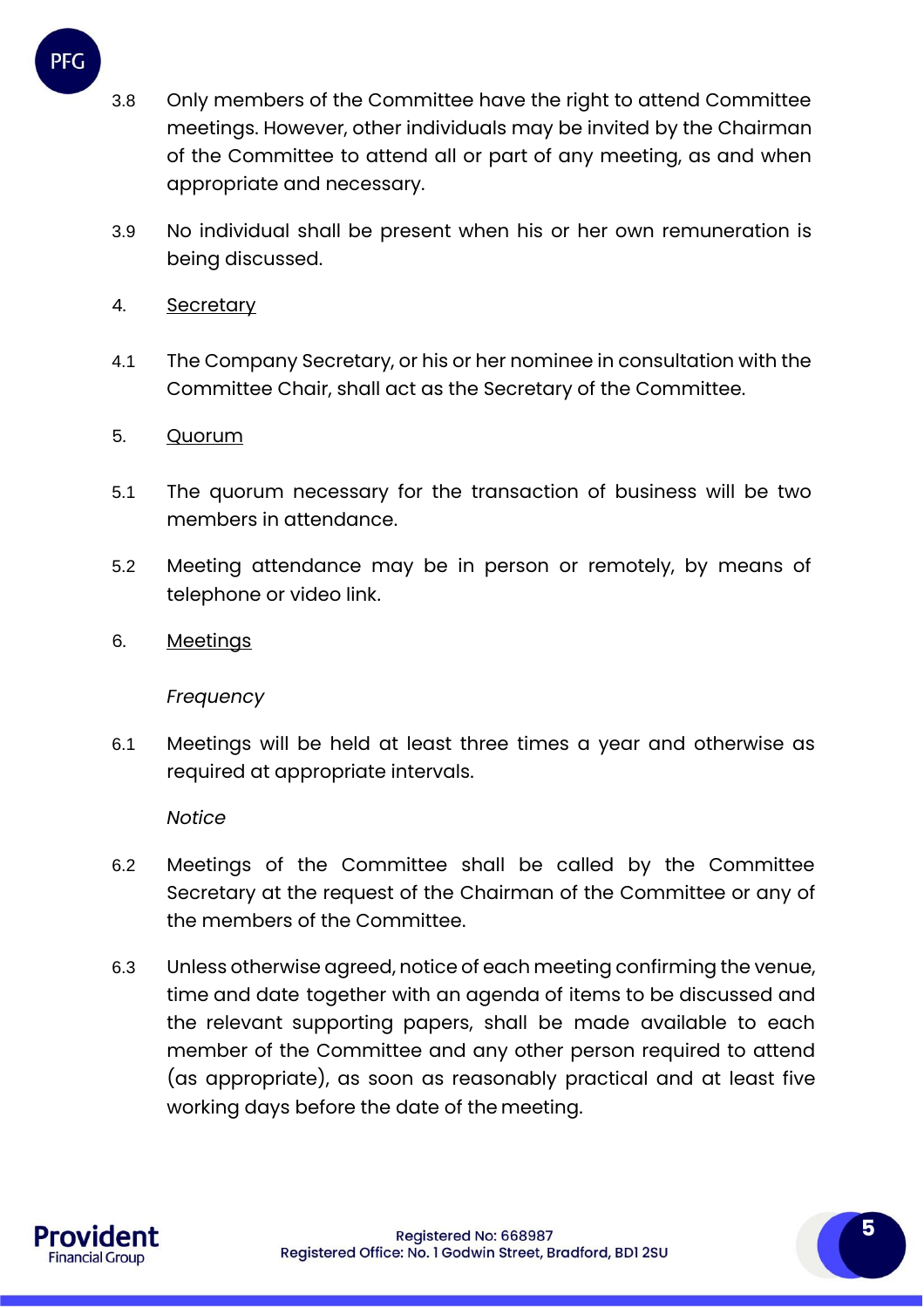3.8 Only members of the Committee have the right to attend Committee meetings. However, other individuals may be invited by the Chairman of the Committee to attend all or part of any meeting, as and when appropriate and necessary.

3.9 No individual shall be present when his or her own remuneration is being discussed.

4. Secretary

4.1 The Company Secretary, or his or her nominee in consultation with the Committee Chair, shall act as the Secretary of the Committee.

5. Quorum

5.1 The quorum necessary for the transaction of business will be two members in attendance.

5.2 Meeting attendance may be in person or remotely, by means of telephone or video link.

6. Meetings

*Frequency*

6.1 Meetings will be held at least three times a year and otherwise as required at appropriate intervals.

*Notice*

6.2 Meetings of the Committee shall be called by the Committee Secretary at the request of the Chairman of the Committee or any of the members of the Committee.

6.3 Unless otherwise agreed, notice of each meeting confirming the venue, time and date together with an agenda of items to be discussed and the relevant supporting papers, shall be made available to each member of the Committee and any other person required to attend (as appropriate), as soon as reasonably practical and at least five working days before the date of the meeting.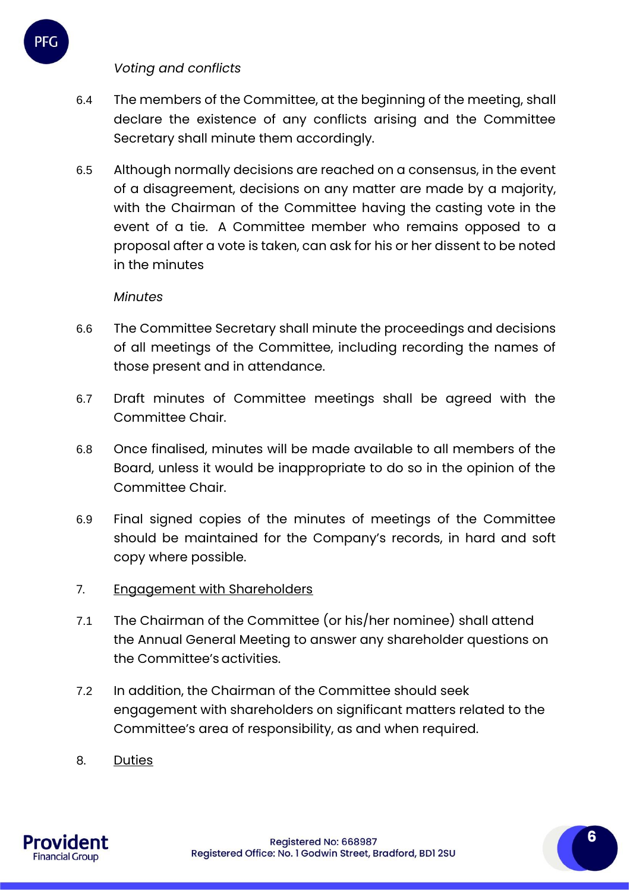*Voting and conflicts*

6.4 The members of the Committee, at the beginning of the meeting, shall declare the existence of any conflicts arising and the Committee Secretary shall minute them accordingly.

6.5 Although normally decisions are reached on a consensus, in the event of a disagreement, decisions on any matter are made by a majority, with the Chairman of the Committee having the casting vote in the event of a tie. A Committee member who remains opposed to a proposal after a vote is taken, can ask for his or her dissent to be noted in the minutes

*Minutes*

6.6 The Committee Secretary shall minute the proceedings and decisions of all meetings of the Committee, including recording the names of those present and in attendance.

6.7 Draft minutes of Committee meetings shall be agreed with the Committee Chair.

6.8 Once finalised, minutes will be made available to all members of the Board, unless it would be inappropriate to do so in the opinion of the Committee Chair.

6.9 Final signed copies of the minutes of meetings of the Committee should be maintained for the Company's records, in hard and soft copy where possible.

7. <u>Engagement with Shareholders</u>

7.1 The Chairman of the Committee (or his/her nominee) shall attend the Annual General Meeting to answer any shareholder questions on the Committee's activities.

7.2 In addition, the Chairman of the Committee should seek engagement with shareholders on significant matters related to the Committee's area of responsibility, as and when required.

8. <u>Duties</u>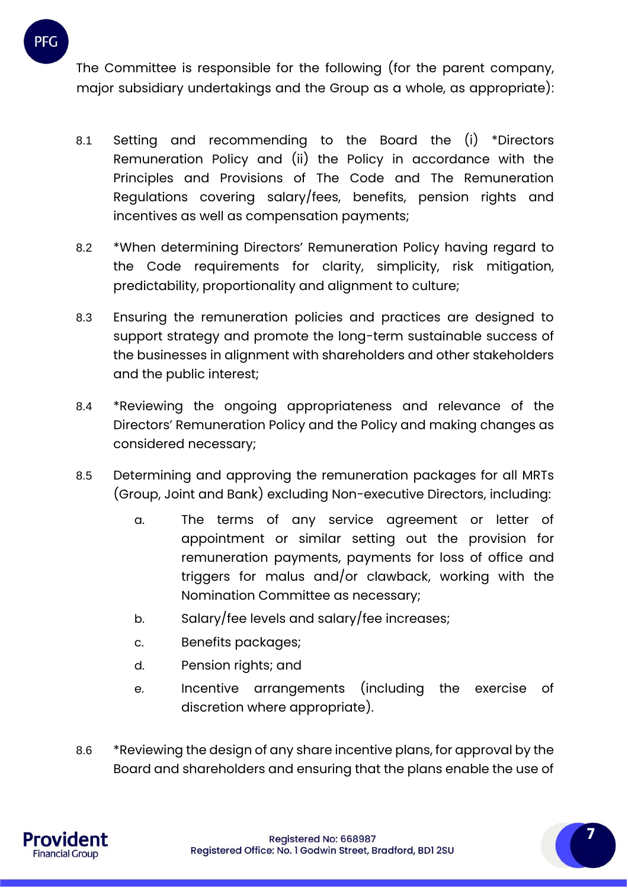The Committee is responsible for the following (for the parent company, major subsidiary undertakings and the Group as a whole, as appropriate):

8.1 Setting and recommending to the Board the (i) *Directors Remuneration Policy and (ii) the Policy in accordance with the Principles and Provisions of The Code and The Remuneration Regulations covering salary/fees, benefits, pension rights and incentives as well as compensation payments;

8.2 *When determining Directors' Remuneration Policy having regard to the Code requirements for clarity, simplicity, risk mitigation, predictability, proportionality and alignment to culture;

8.3 Ensuring the remuneration policies and practices are designed to support strategy and promote the long-term sustainable success of the businesses in alignment with shareholders and other stakeholders and the public interest;

8.4 *Reviewing the ongoing appropriateness and relevance of the Directors' Remuneration Policy and the Policy and making changes as considered necessary;

8.5 Determining and approving the remuneration packages for all MRTs (Group, Joint and Bank) excluding Non-executive Directors, including:

   a. The terms of any service agreement or letter of appointment or similar setting out the provision for remuneration payments, payments for loss of office and triggers for malus and/or clawback, working with the Nomination Committee as necessary;
   b. Salary/fee levels and salary/fee increases;
   c. Benefits packages;
   d. Pension rights; and
   e. Incentive arrangements (including the exercise of discretion where appropriate).

8.6 *Reviewing the design of any share incentive plans, for approval by the Board and shareholders and ensuring that the plans enable the use of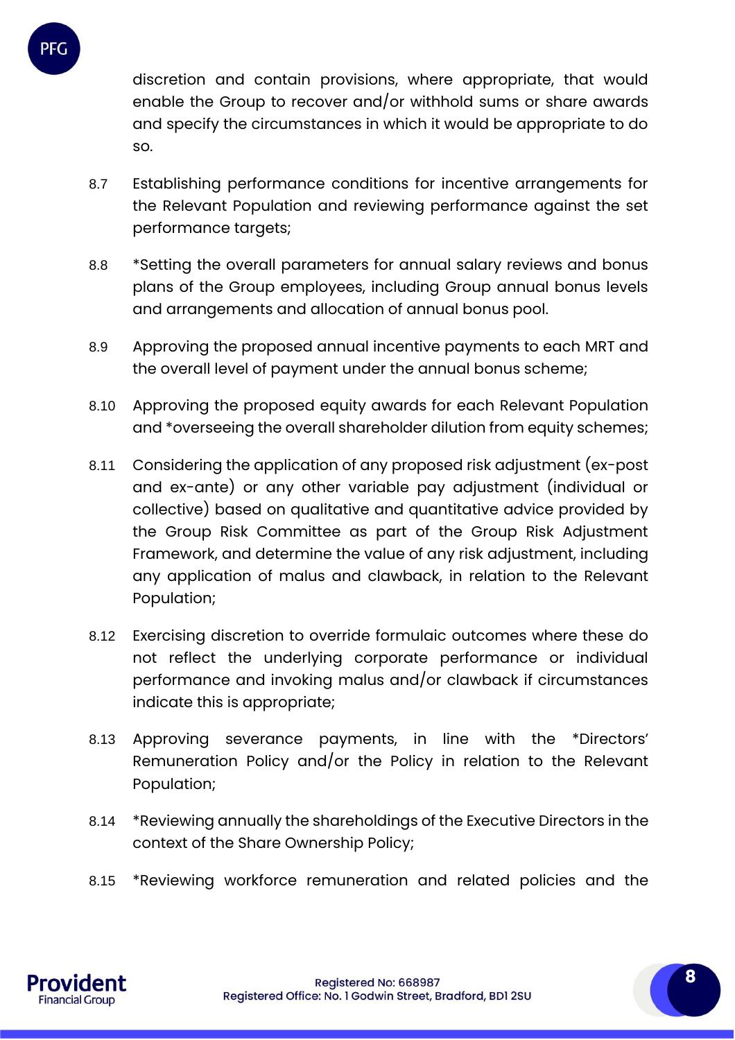discretion and contain provisions, where appropriate, that would enable the Group to recover and/or withhold sums or share awards and specify the circumstances in which it would be appropriate to do so.

8.7 Establishing performance conditions for incentive arrangements for the Relevant Population and reviewing performance against the set performance targets;

8.8 *Setting the overall parameters for annual salary reviews and bonus plans of the Group employees, including Group annual bonus levels and arrangements and allocation of annual bonus pool.

8.9 Approving the proposed annual incentive payments to each MRT and the overall level of payment under the annual bonus scheme;

8.10 Approving the proposed equity awards for each Relevant Population and *overseeing the overall shareholder dilution from equity schemes;

8.11 Considering the application of any proposed risk adjustment (ex-post and ex-ante) or any other variable pay adjustment (individual or collective) based on qualitative and quantitative advice provided by the Group Risk Committee as part of the Group Risk Adjustment Framework, and determine the value of any risk adjustment, including any application of malus and clawback, in relation to the Relevant Population;

8.12 Exercising discretion to override formulaic outcomes where these do not reflect the underlying corporate performance or individual performance and invoking malus and/or clawback if circumstances indicate this is appropriate;

8.13 Approving severance payments, in line with the *Directors' Remuneration Policy and/or the Policy in relation to the Relevant Population;

8.14 *Reviewing annually the shareholdings of the Executive Directors in the context of the Share Ownership Policy;

8.15 *Reviewing workforce remuneration and related policies and the

Registered No: 668987
Registered Office: No. 1 Godwin Street, Bradford, BD1 2SU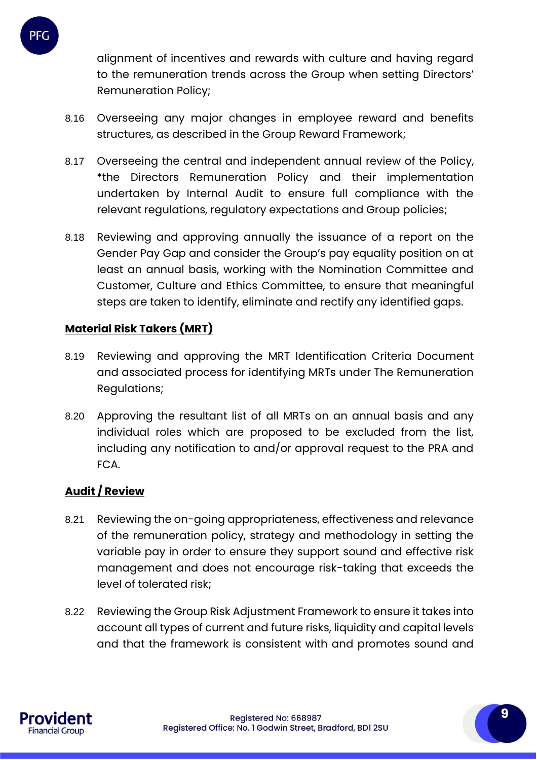alignment of incentives and rewards with culture and having regard to the remuneration trends across the Group when setting Directors' Remuneration Policy;

8.16 Overseeing any major changes in employee reward and benefits structures, as described in the Group Reward Framework;

8.17 Overseeing the central and independent annual review of the Policy, *the Directors Remuneration Policy and their implementation undertaken by Internal Audit to ensure full compliance with the relevant regulations, regulatory expectations and Group policies;

8.18 Reviewing and approving annually the issuance of a report on the Gender Pay Gap and consider the Group's pay equality position on at least an annual basis, working with the Nomination Committee and Customer, Culture and Ethics Committee, to ensure that meaningful steps are taken to identify, eliminate and rectify any identified gaps.

**Material Risk Takers (MRT)**

8.19 Reviewing and approving the MRT Identification Criteria Document and associated process for identifying MRTs under The Remuneration Regulations;

8.20 Approving the resultant list of all MRTs on an annual basis and any individual roles which are proposed to be excluded from the list, including any notification to and/or approval request to the PRA and FCA.

**Audit / Review**

8.21 Reviewing the on-going appropriateness, effectiveness and relevance of the remuneration policy, strategy and methodology in setting the variable pay in order to ensure they support sound and effective risk management and does not encourage risk-taking that exceeds the level of tolerated risk;

8.22 Reviewing the Group Risk Adjustment Framework to ensure it takes into account all types of current and future risks, liquidity and capital levels and that the framework is consistent with and promotes sound and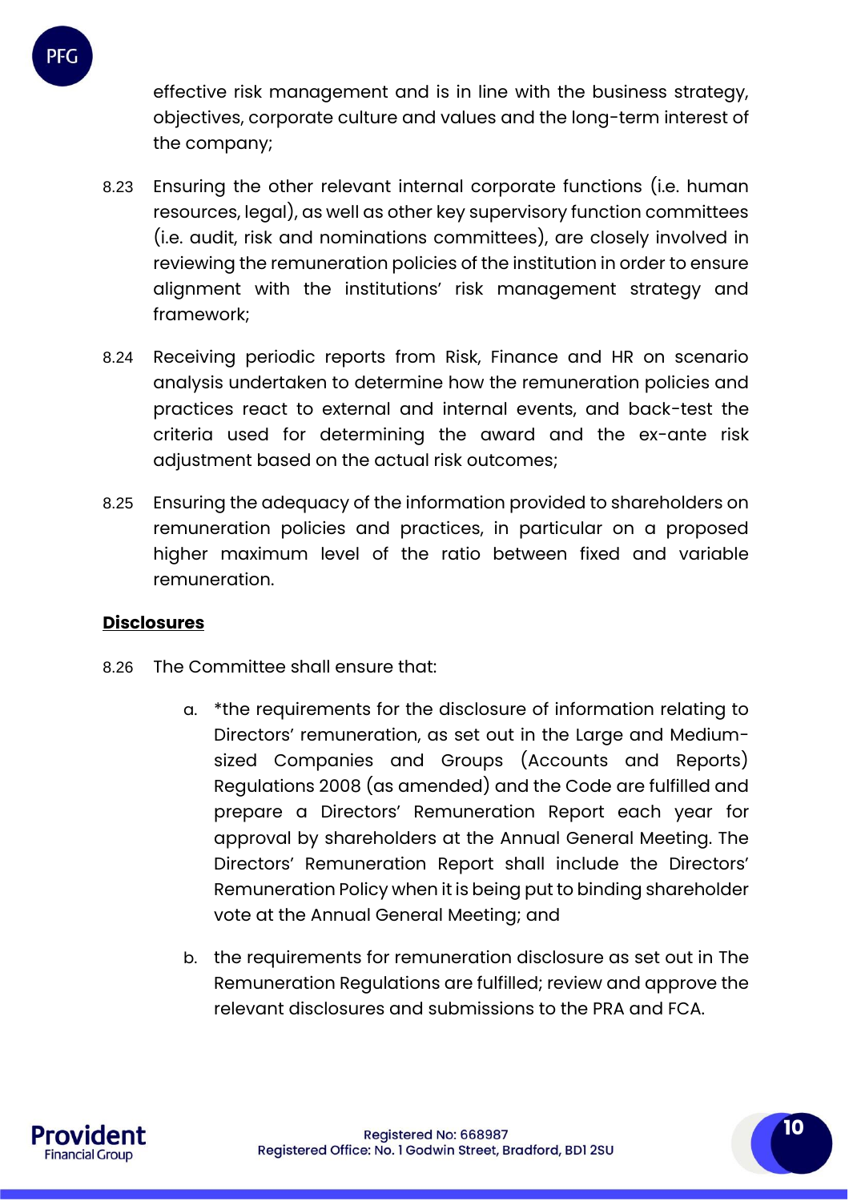effective risk management and is in line with the business strategy, objectives, corporate culture and values and the long-term interest of the company;

8.23 Ensuring the other relevant internal corporate functions (i.e. human resources, legal), as well as other key supervisory function committees (i.e. audit, risk and nominations committees), are closely involved in reviewing the remuneration policies of the institution in order to ensure alignment with the institutions' risk management strategy and framework;

8.24 Receiving periodic reports from Risk, Finance and HR on scenario analysis undertaken to determine how the remuneration policies and practices react to external and internal events, and back-test the criteria used for determining the award and the ex-ante risk adjustment based on the actual risk outcomes;

8.25 Ensuring the adequacy of the information provided to shareholders on remuneration policies and practices, in particular on a proposed higher maximum level of the ratio between fixed and variable remuneration.

**Disclosures**

8.26 The Committee shall ensure that:

a. *the requirements for the disclosure of information relating to Directors' remuneration, as set out in the Large and Medium-sized Companies and Groups (Accounts and Reports) Regulations 2008 (as amended) and the Code are fulfilled and prepare a Directors' Remuneration Report each year for approval by shareholders at the Annual General Meeting. The Directors' Remuneration Report shall include the Directors' Remuneration Policy when it is being put to binding shareholder vote at the Annual General Meeting; and

b. the requirements for remuneration disclosure as set out in The Remuneration Regulations are fulfilled; review and approve the relevant disclosures and submissions to the PRA and FCA.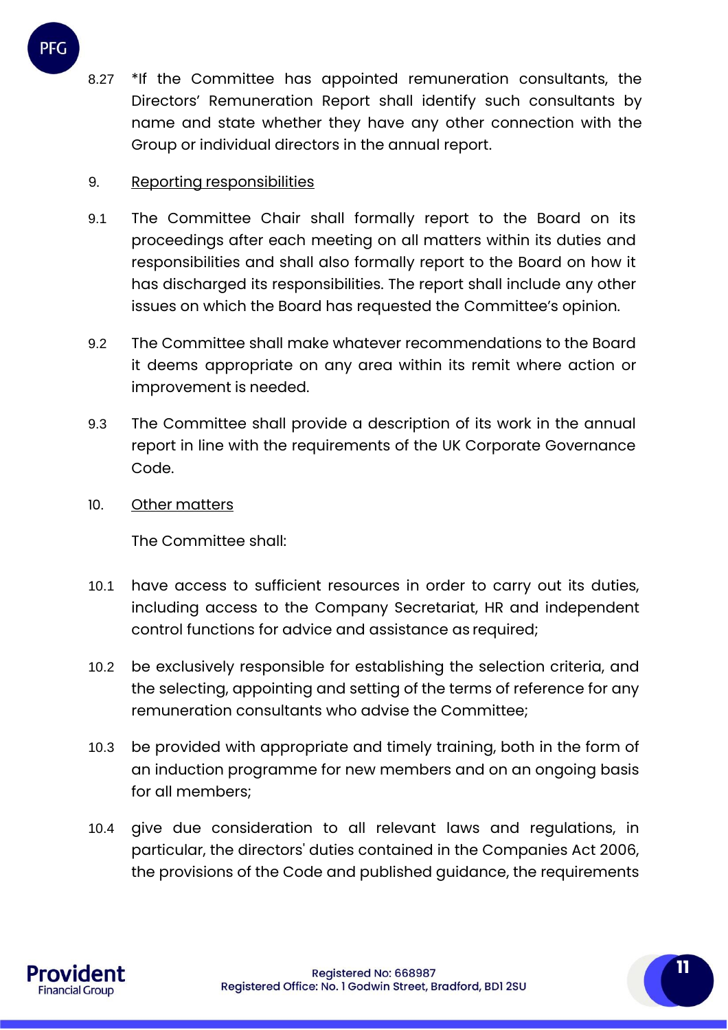8.27 *If the Committee has appointed remuneration consultants, the Directors' Remuneration Report shall identify such consultants by name and state whether they have any other connection with the Group or individual directors in the annual report.

9. <u>Reporting responsibilities</u>

9.1 The Committee Chair shall formally report to the Board on its proceedings after each meeting on all matters within its duties and responsibilities and shall also formally report to the Board on how it has discharged its responsibilities. The report shall include any other issues on which the Board has requested the Committee's opinion.

9.2 The Committee shall make whatever recommendations to the Board it deems appropriate on any area within its remit where action or improvement is needed.

9.3 The Committee shall provide a description of its work in the annual report in line with the requirements of the UK Corporate Governance Code.

10. <u>Other matters</u>

The Committee shall:

10.1 have access to sufficient resources in order to carry out its duties, including access to the Company Secretariat, HR and independent control functions for advice and assistance as required;

10.2 be exclusively responsible for establishing the selection criteria, and the selecting, appointing and setting of the terms of reference for any remuneration consultants who advise the Committee;

10.3 be provided with appropriate and timely training, both in the form of an induction programme for new members and on an ongoing basis for all members;

10.4 give due consideration to all relevant laws and regulations, in particular, the directors' duties contained in the Companies Act 2006, the provisions of the Code and published guidance, the requirements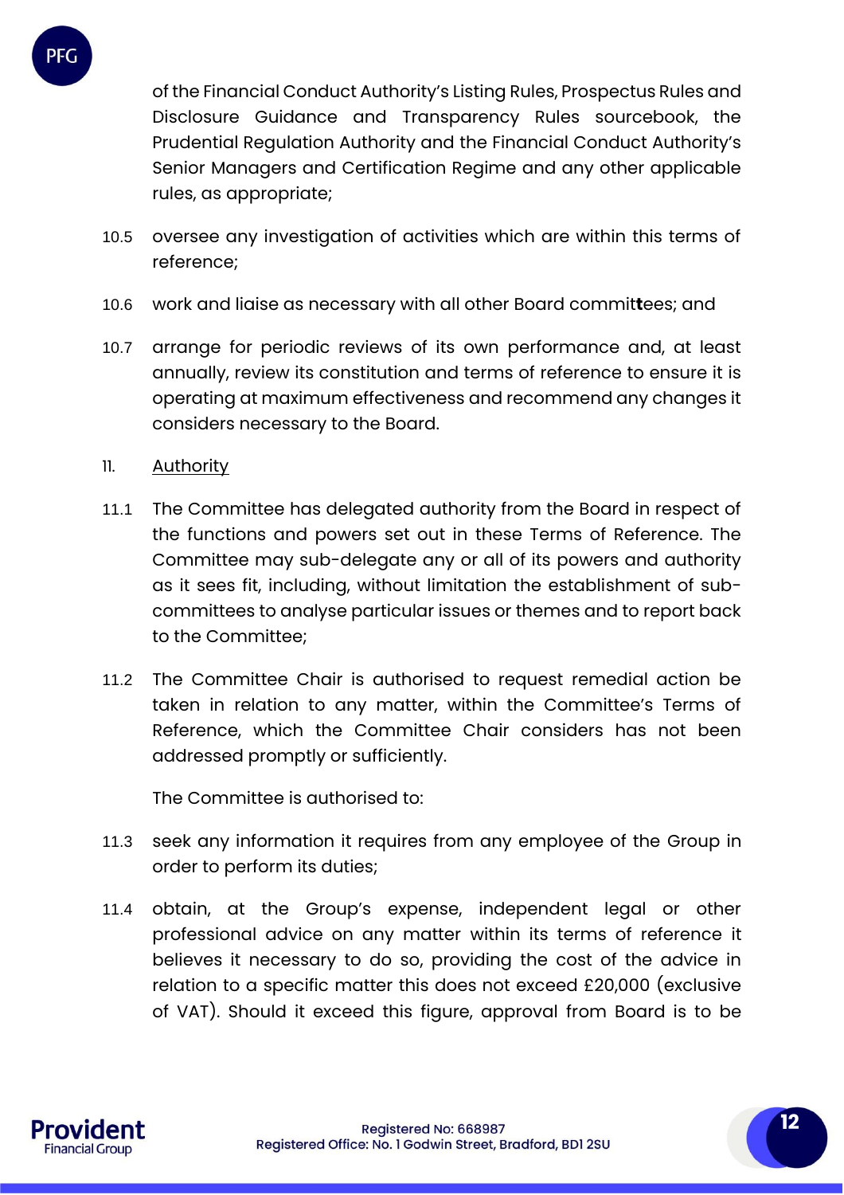of the Financial Conduct Authority's Listing Rules, Prospectus Rules and Disclosure Guidance and Transparency Rules sourcebook, the Prudential Regulation Authority and the Financial Conduct Authority's Senior Managers and Certification Regime and any other applicable rules, as appropriate;

10.5 oversee any investigation of activities which are within this terms of reference;

10.6 work and liaise as necessary with all other Board committees; and

10.7 arrange for periodic reviews of its own performance and, at least annually, review its constitution and terms of reference to ensure it is operating at maximum effectiveness and recommend any changes it considers necessary to the Board.

11. Authority

11.1 The Committee has delegated authority from the Board in respect of the functions and powers set out in these Terms of Reference. The Committee may sub-delegate any or all of its powers and authority as it sees fit, including, without limitation the establishment of sub-committees to analyse particular issues or themes and to report back to the Committee;

11.2 The Committee Chair is authorised to request remedial action be taken in relation to any matter, within the Committee's Terms of Reference, which the Committee Chair considers has not been addressed promptly or sufficiently.

The Committee is authorised to:

11.3 seek any information it requires from any employee of the Group in order to perform its duties;

11.4 obtain, at the Group's expense, independent legal or other professional advice on any matter within its terms of reference it believes it necessary to do so, providing the cost of the advice in relation to a specific matter this does not exceed £20,000 (exclusive of VAT). Should it exceed this figure, approval from Board is to be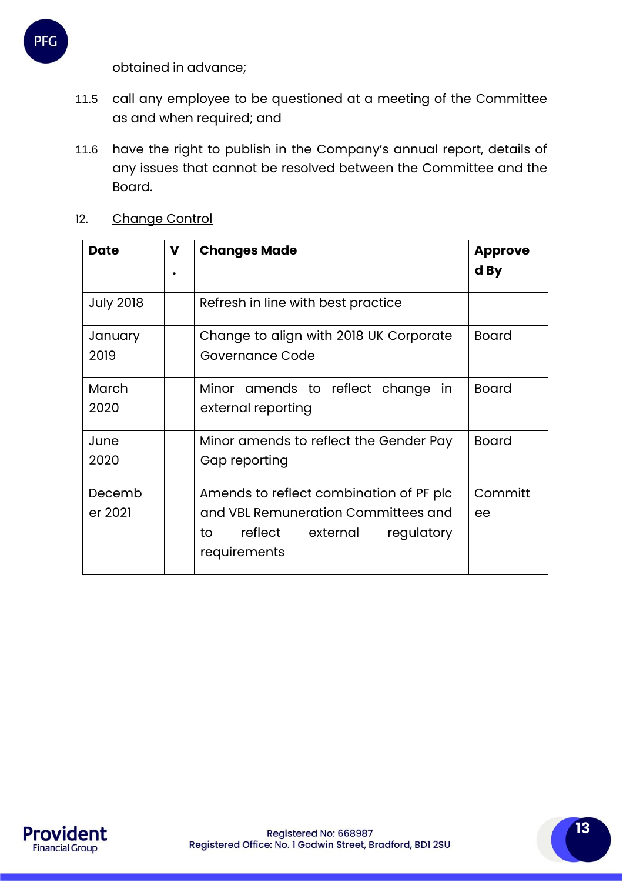obtained in advance;

11.5 call any employee to be questioned at a meeting of the Committee as and when required; and

11.6 have the right to publish in the Company's annual report, details of any issues that cannot be resolved between the Committee and the Board.

12. Change Control

| Date | V. | Changes Made | Approved By |
|---|---|---|---|
| July 2018 | | Refresh in line with best practice | |
| January 2019 | | Change to align with 2018 UK Corporate Governance Code | Board |
| March 2020 | | Minor amends to reflect change in external reporting | Board |
| June 2020 | | Minor amends to reflect the Gender Pay Gap reporting | Board |
| December 2021 | | Amends to reflect combination of PF plc and VBL Remuneration Committees and to reflect external regulatory requirements | Committee |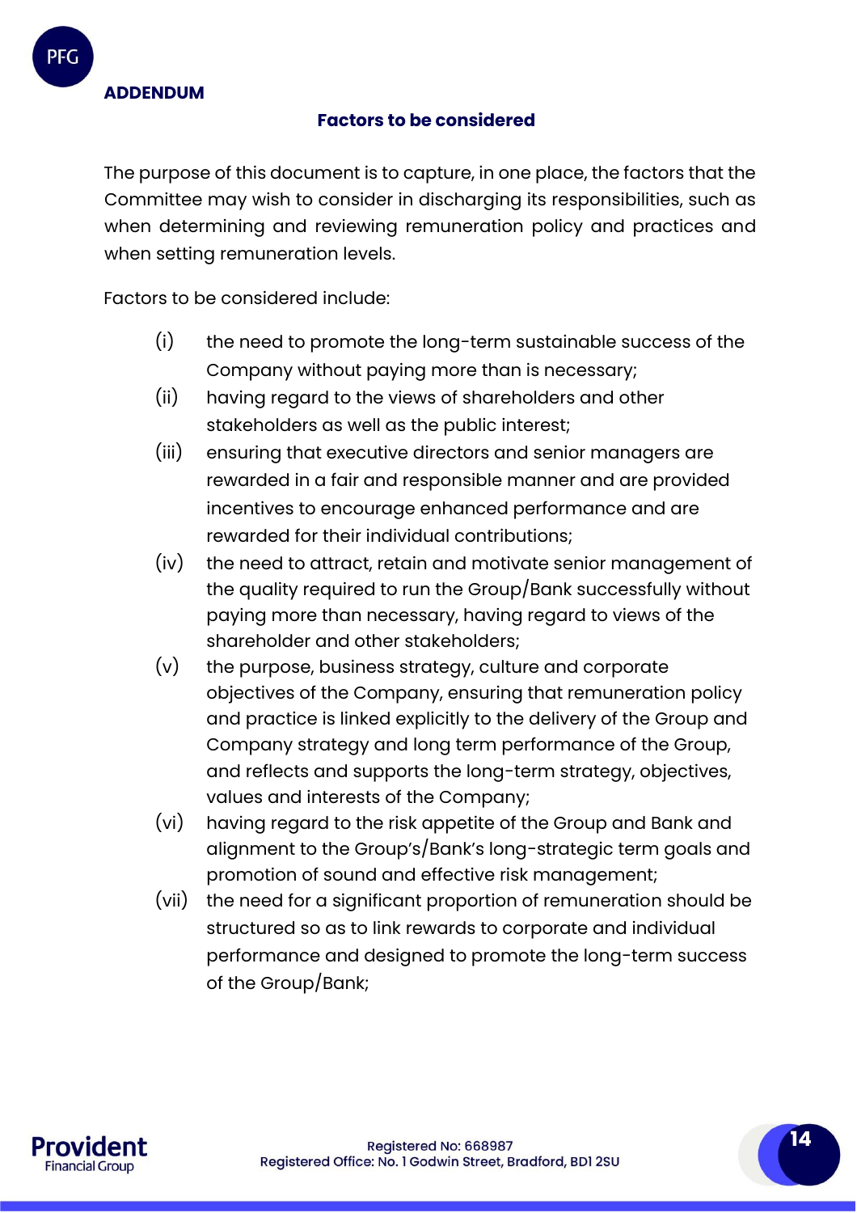**ADDENDUM**

## Factors to be considered

The purpose of this document is to capture, in one place, the factors that the Committee may wish to consider in discharging its responsibilities, such as when determining and reviewing remuneration policy and practices and when setting remuneration levels.

Factors to be considered include:

(i) the need to promote the long-term sustainable success of the Company without paying more than is necessary;

(ii) having regard to the views of shareholders and other stakeholders as well as the public interest;

(iii) ensuring that executive directors and senior managers are rewarded in a fair and responsible manner and are provided incentives to encourage enhanced performance and are rewarded for their individual contributions;

(iv) the need to attract, retain and motivate senior management of the quality required to run the Group/Bank successfully without paying more than necessary, having regard to views of the shareholder and other stakeholders;

(v) the purpose, business strategy, culture and corporate objectives of the Company, ensuring that remuneration policy and practice is linked explicitly to the delivery of the Group and Company strategy and long term performance of the Group, and reflects and supports the long-term strategy, objectives, values and interests of the Company;

(vi) having regard to the risk appetite of the Group and Bank and alignment to the Group's/Bank's long-strategic term goals and promotion of sound and effective risk management;

(vii) the need for a significant proportion of remuneration should be structured so as to link rewards to corporate and individual performance and designed to promote the long-term success of the Group/Bank;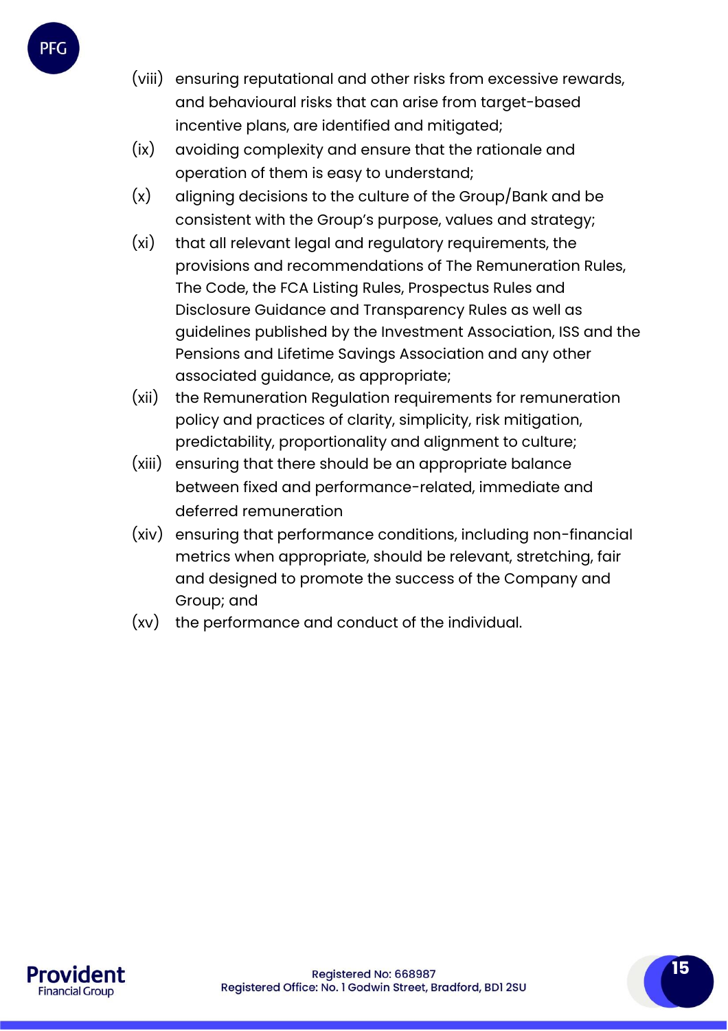(viii) ensuring reputational and other risks from excessive rewards, and behavioural risks that can arise from target-based incentive plans, are identified and mitigated;

(ix) avoiding complexity and ensure that the rationale and operation of them is easy to understand;

(x) aligning decisions to the culture of the Group/Bank and be consistent with the Group's purpose, values and strategy;

(xi) that all relevant legal and regulatory requirements, the provisions and recommendations of The Remuneration Rules, The Code, the FCA Listing Rules, Prospectus Rules and Disclosure Guidance and Transparency Rules as well as guidelines published by the Investment Association, ISS and the Pensions and Lifetime Savings Association and any other associated guidance, as appropriate;

(xii) the Remuneration Regulation requirements for remuneration policy and practices of clarity, simplicity, risk mitigation, predictability, proportionality and alignment to culture;

(xiii) ensuring that there should be an appropriate balance between fixed and performance-related, immediate and deferred remuneration

(xiv) ensuring that performance conditions, including non-financial metrics when appropriate, should be relevant, stretching, fair and designed to promote the success of the Company and Group; and

(xv) the performance and conduct of the individual.